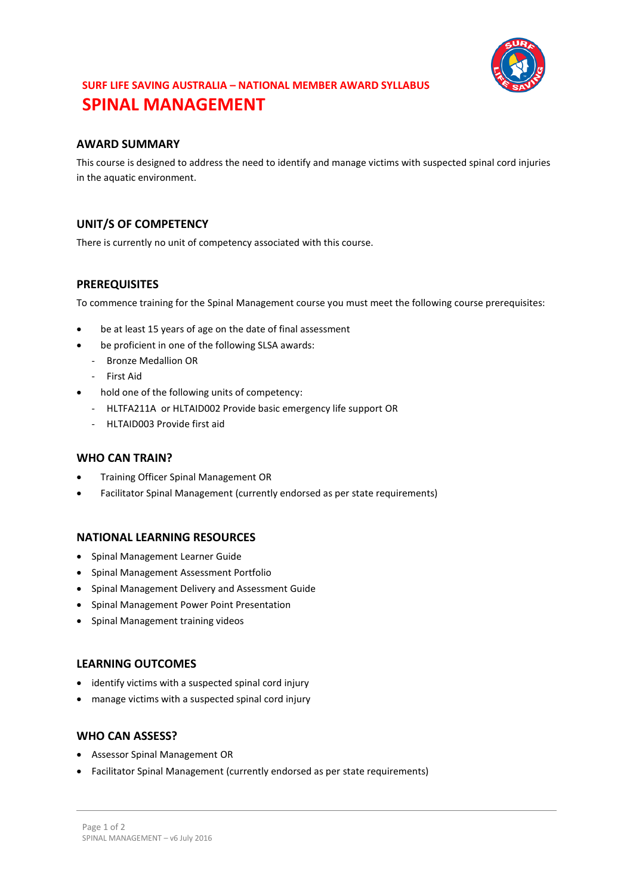SURF LIFE SAVING AUSTRALIA – NATIONAL MEMBER AWARD SYLLABUS

# SPINAL MANAGEMENT

## AWARD SUMMARY

This course is designed to address the need to identify and manage victims with suspected spinal cord injuries in the aquatic environment.

## UNIT/S OF COMPETENCY

There is currently no unit of competency associated with this course.

## PREREQUISITES

To commence training for the Spinal Management course you must meet the following course prerequisites:

- be at least 15 years of age on the date of final assessment
- be proficient in one of the following SLSA awards:
  - Bronze Medallion OR
  - First Aid
- hold one of the following units of competency:
  - HLTFA211A or HLTAID002 Provide basic emergency life support OR
  - HLTAID003 Provide first aid

## WHO CAN TRAIN?

- Training Officer Spinal Management OR
- Facilitator Spinal Management (currently endorsed as per state requirements)

## NATIONAL LEARNING RESOURCES

- Spinal Management Learner Guide
- Spinal Management Assessment Portfolio
- Spinal Management Delivery and Assessment Guide
- Spinal Management Power Point Presentation
- Spinal Management training videos

## LEARNING OUTCOMES

- identify victims with a suspected spinal cord injury
- manage victims with a suspected spinal cord injury

## WHO CAN ASSESS?

- Assessor Spinal Management OR
- Facilitator Spinal Management (currently endorsed as per state requirements)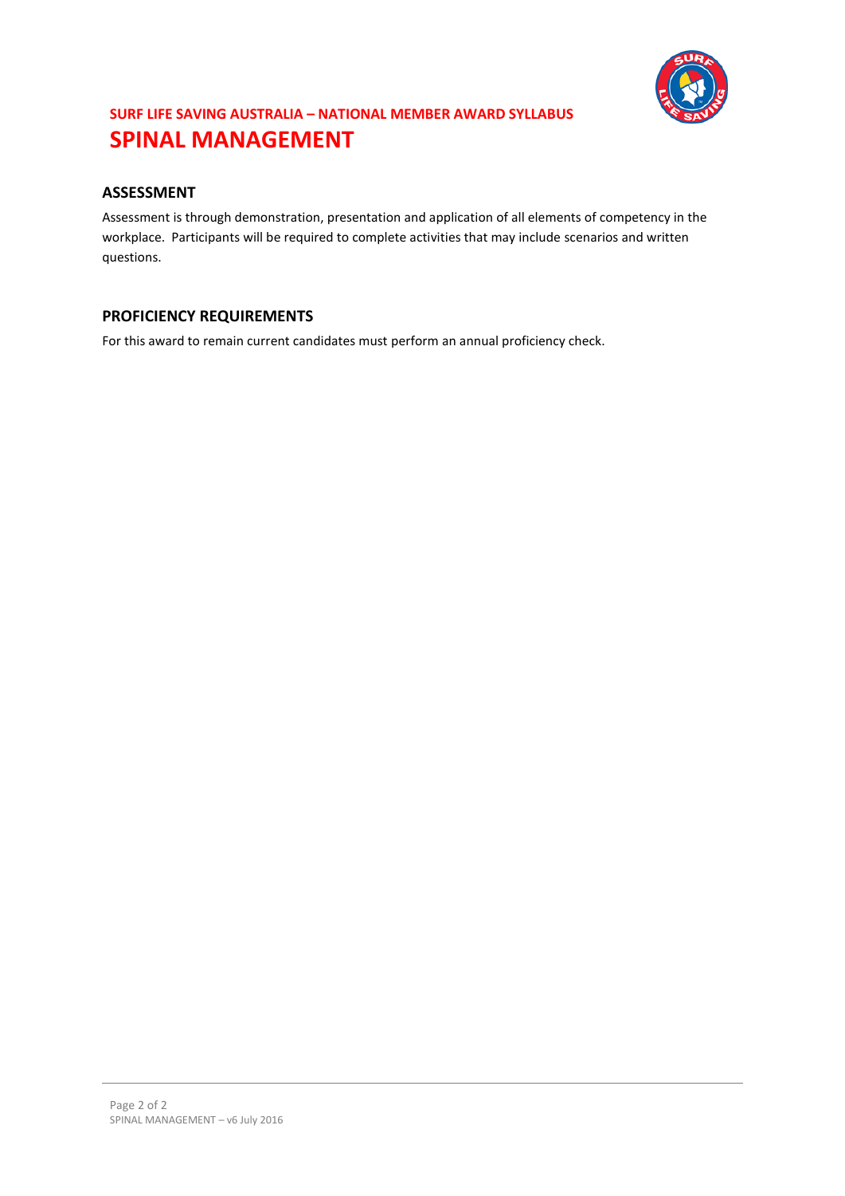## ASSESSMENT

Assessment is through demonstration, presentation and application of all elements of competency in the workplace. Participants will be required to complete activities that may include scenarios and written questions.

## PROFICIENCY REQUIREMENTS

For this award to remain current candidates must perform an annual proficiency check.